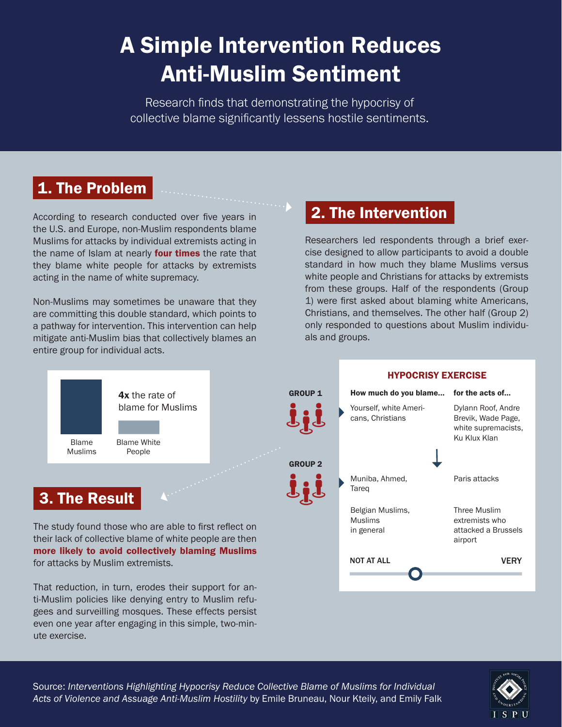# A Simple Intervention Reduces Anti-Muslim Sentiment

Research finds that demonstrating the hypocrisy of collective blame significantly lessens hostile sentiments.

## 1. The Problem

According to research conducted over five years in the U.S. and Europe, non-Muslim respondents blame Muslims for attacks by individual extremists acting in the name of Islam at nearly **four times** the rate that they blame white people for attacks by extremists acting in the name of white supremacy.

Non-Muslims may sometimes be unaware that they are committing this double standard, which points to a pathway for intervention. This intervention can help mitigate anti-Muslim bias that collectively blames an entire group for individual acts.

**4x** the rate of blame for Muslims

Blame Muslims | Blame White People

## 2. The Intervention

Researchers led respondents through a brief exercise designed to allow participants to avoid a double standard in how much they blame Muslims versus white people and Christians for attacks by extremists from these groups. Half of the respondents (Group 1) were first asked about blaming white Americans, Christians, and themselves. The other half (Group 2) only responded to questions about Muslim individuals and groups.

### HYPOCRISY EXERCISE

| | How much do you blame... | for the acts of... |
|---|---|---|
| GROUP 1 | Yourself, white Americans, Christians | Dylann Roof, Andre Brevik, Wade Page, white supremacists, Ku Klux Klan |
| GROUP 2 | Muniba, Ahmed, Tareq | Paris attacks |
| | Belgian Muslims, Muslims in general | Three Muslim extremists who attacked a Brussels airport |

NOT AT ALL — VERY

## 3. The Result

The study found those who are able to first reflect on their lack of collective blame of white people are then **more likely to avoid collectively blaming Muslims** for attacks by Muslim extremists.

That reduction, in turn, erodes their support for anti-Muslim policies like denying entry to Muslim refugees and surveilling mosques. These effects persist even one year after engaging in this simple, two-minute exercise.

Source: *Interventions Highlighting Hypocrisy Reduce Collective Blame of Muslims for Individual Acts of Violence and Assuage Anti-Muslim Hostility* by Emile Bruneau, Nour Kteily, and Emily Falk

ISPU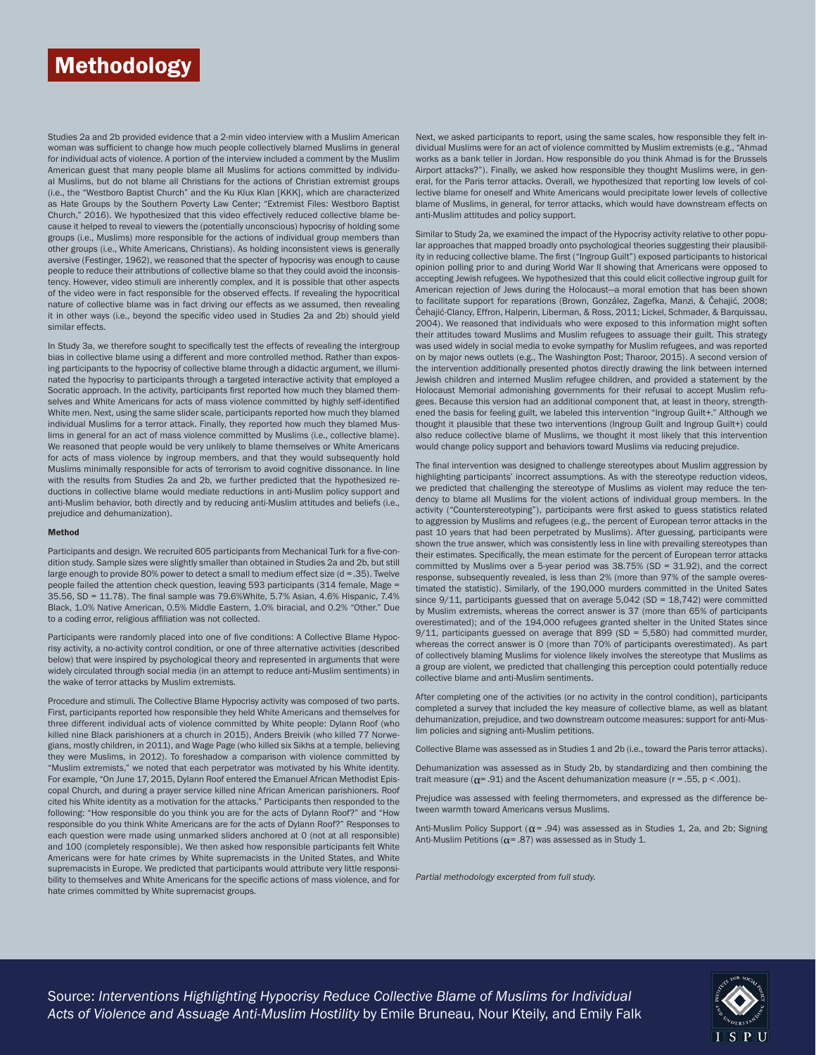# Methodology

Studies 2a and 2b provided evidence that a 2-min video interview with a Muslim American woman was sufficient to change how much people collectively blamed Muslims in general for individual acts of violence. A portion of the interview included a comment by the Muslim American guest that many people blame all Muslims for actions committed by individual Muslims, but do not blame all Christians for the actions of Christian extremist groups (i.e., the "Westboro Baptist Church" and the Ku Klux Klan [KKK], which are characterized as Hate Groups by the Southern Poverty Law Center; "Extremist Files: Westboro Baptist Church," 2016). We hypothesized that this video effectively reduced collective blame because it helped to reveal to viewers the (potentially unconscious) hypocrisy of holding some groups (i.e., Muslims) more responsible for the actions of individual group members than other groups (i.e., White Americans, Christians). As holding inconsistent views is generally aversive (Festinger, 1962), we reasoned that the specter of hypocrisy was enough to cause people to reduce their attributions of collective blame so that they could avoid the inconsistency. However, video stimuli are inherently complex, and it is possible that other aspects of the video were in fact responsible for the observed effects. If revealing the hypocritical nature of collective blame was in fact driving our effects as we assumed, then revealing it in other ways (i.e., beyond the specific video used in Studies 2a and 2b) should yield similar effects.

In Study 3a, we therefore sought to specifically test the effects of revealing the intergroup bias in collective blame using a different and more controlled method. Rather than exposing participants to the hypocrisy of collective blame through a didactic argument, we illuminated the hypocrisy to participants through a targeted interactive activity that employed a Socratic approach. In the activity, participants first reported how much they blamed themselves and White Americans for acts of mass violence committed by highly self-identified White men. Next, using the same slider scale, participants reported how much they blamed individual Muslims for a terror attack. Finally, they reported how much they blamed Muslims in general for an act of mass violence committed by Muslims (i.e., collective blame). We reasoned that people would be very unlikely to blame themselves or White Americans for acts of mass violence by ingroup members, and that they would subsequently hold Muslims minimally responsible for acts of terrorism to avoid cognitive dissonance. In line with the results from Studies 2a and 2b, we further predicted that the hypothesized reductions in collective blame would mediate reductions in anti-Muslim policy support and anti-Muslim behavior, both directly and by reducing anti-Muslim attitudes and beliefs (i.e., prejudice and dehumanization).

#### Method

Participants and design. We recruited 605 participants from Mechanical Turk for a five-condition study. Sample sizes were slightly smaller than obtained in Studies 2a and 2b, but still large enough to provide 80% power to detect a small to medium effect size ($d = .35$). Twelve people failed the attention check question, leaving 593 participants (314 female, $M_{age}$ = 35.56, $SD$ = 11.78). The final sample was 79.6%White, 5.7% Asian, 4.6% Hispanic, 7.4% Black, 1.0% Native American, 0.5% Middle Eastern, 1.0% biracial, and 0.2% "Other." Due to a coding error, religious affiliation was not collected.

Participants were randomly placed into one of five conditions: A Collective Blame Hypocrisy activity, a no-activity control condition, or one of three alternative activities (described below) that were inspired by psychological theory and represented in arguments that were widely circulated through social media (in an attempt to reduce anti-Muslim sentiments) in the wake of terror attacks by Muslim extremists.

Procedure and stimuli. The Collective Blame Hypocrisy activity was composed of two parts. First, participants reported how responsible they held White Americans and themselves for three different individual acts of violence committed by White people: Dylann Roof (who killed nine Black parishioners at a church in 2015), Anders Breivik (who killed 77 Norwegians, mostly children, in 2011), and Wage Page (who killed six Sikhs at a temple, believing they were Muslims, in 2012). To foreshadow a comparison with violence committed by "Muslim extremists," we noted that each perpetrator was motivated by his White identity. For example, "On June 17, 2015, Dylann Roof entered the Emanuel African Methodist Episcopal Church, and during a prayer service killed nine African American parishioners. Roof cited his White identity as a motivation for the attacks." Participants then responded to the following: "How responsible do you think you are for the acts of Dylann Roof?" and "How responsible do you think White Americans are for the acts of Dylann Roof?" Responses to each question were made using unmarked sliders anchored at 0 (not at all responsible) and 100 (completely responsible). We then asked how responsible participants felt White Americans were for hate crimes by White supremacists in the United States, and White supremacists in Europe. We predicted that participants would attribute very little responsibility to themselves and White Americans for the specific actions of mass violence, and for hate crimes committed by White supremacist groups.

Next, we asked participants to report, using the same scales, how responsible they felt individual Muslims were for an act of violence committed by Muslim extremists (e.g., "Ahmad works as a bank teller in Jordan. How responsible do you think Ahmad is for the Brussels Airport attacks?"). Finally, we asked how responsible they thought Muslims were, in general, for the Paris terror attacks. Overall, we hypothesized that reporting low levels of collective blame for oneself and White Americans would precipitate lower levels of collective blame of Muslims, in general, for terror attacks, which would have downstream effects on anti-Muslim attitudes and policy support.

Similar to Study 2a, we examined the impact of the Hypocrisy activity relative to other popular approaches that mapped broadly onto psychological theories suggesting their plausibility in reducing collective blame. The first ("Ingroup Guilt") exposed participants to historical opinion polling prior to and during World War II showing that Americans were opposed to accepting Jewish refugees. We hypothesized that this could elicit collective ingroup guilt for American rejection of Jews during the Holocaust—a moral emotion that has been shown to facilitate support for reparations (Brown, González, Zagefka, Manzi, & Čehajić, 2008; Čehajić-Clancy, Effron, Halperin, Liberman, & Ross, 2011; Lickel, Schmader, & Barquissau, 2004). We reasoned that individuals who were exposed to this information might soften their attitudes toward Muslims and Muslim refugees to assuage their guilt. This strategy was used widely in social media to evoke sympathy for Muslim refugees, and was reported on by major news outlets (e.g., The Washington Post; Tharoor, 2015). A second version of the intervention additionally presented photos directly drawing the link between interned Jewish children and interned Muslim refugee children, and provided a statement by the Holocaust Memorial admonishing governments for their refusal to accept Muslim refugees. Because this version had an additional component that, at least in theory, strengthened the basis for feeling guilt, we labeled this intervention "Ingroup Guilt+." Although we thought it plausible that these two interventions (Ingroup Guilt and Ingroup Guilt+) could also reduce collective blame of Muslims, we thought it most likely that this intervention would change policy support and behaviors toward Muslims via reducing prejudice.

The final intervention was designed to challenge stereotypes about Muslim aggression by highlighting participants' incorrect assumptions. As with the stereotype reduction videos, we predicted that challenging the stereotype of Muslims as violent may reduce the tendency to blame all Muslims for the violent actions of individual group members. In the activity ("Counterstereotyping"), participants were first asked to guess statistics related to aggression by Muslims and refugees (e.g., the percent of European terror attacks in the past 10 years that had been perpetrated by Muslims). After guessing, participants were shown the true answer, which was consistently less in line with prevailing stereotypes than their estimates. Specifically, the mean estimate for the percent of European terror attacks committed by Muslims over a 5-year period was 38.75% ($SD$ = 31.92), and the correct response, subsequently revealed, is less than 2% (more than 97% of the sample overestimated the statistic). Similarly, of the 190,000 murders committed in the United Sates since 9/11, participants guessed that on average 5,042 ($SD$ = 18,742) were committed by Muslim extremists, whereas the correct answer is 37 (more than 65% of participants overestimated); and of the 194,000 refugees granted shelter in the United States since 9/11, participants guessed on average that 899 ($SD$ = 5,580) had committed murder, whereas the correct answer is 0 (more than 70% of participants overestimated). As part of collectively blaming Muslims for violence likely involves the stereotype that Muslims as a group are violent, we predicted that challenging this perception could potentially reduce collective blame and anti-Muslim sentiments.

After completing one of the activities (or no activity in the control condition), participants completed a survey that included the key measure of collective blame, as well as blatant dehumanization, prejudice, and two downstream outcome measures: support for anti-Muslim policies and signing anti-Muslim petitions.

Collective Blame was assessed as in Studies 1 and 2b (i.e., toward the Paris terror attacks).

Dehumanization was assessed as in Study 2b, by standardizing and then combining the trait measure ($\alpha = .91$) and the Ascent dehumanization measure ($r = .55$, $p < .001$).

Prejudice was assessed with feeling thermometers, and expressed as the difference between warmth toward Americans versus Muslims.

Anti-Muslim Policy Support ($\alpha = .94$) was assessed as in Studies 1, 2a, and 2b; Signing Anti-Muslim Petitions ($\alpha = .87$) was assessed as in Study 1.

*Partial methodology excerpted from full study.*

Source: *Interventions Highlighting Hypocrisy Reduce Collective Blame of Muslims for Individual Acts of Violence and Assuage Anti-Muslim Hostility* by Emile Bruneau, Nour Kteily, and Emily Falk